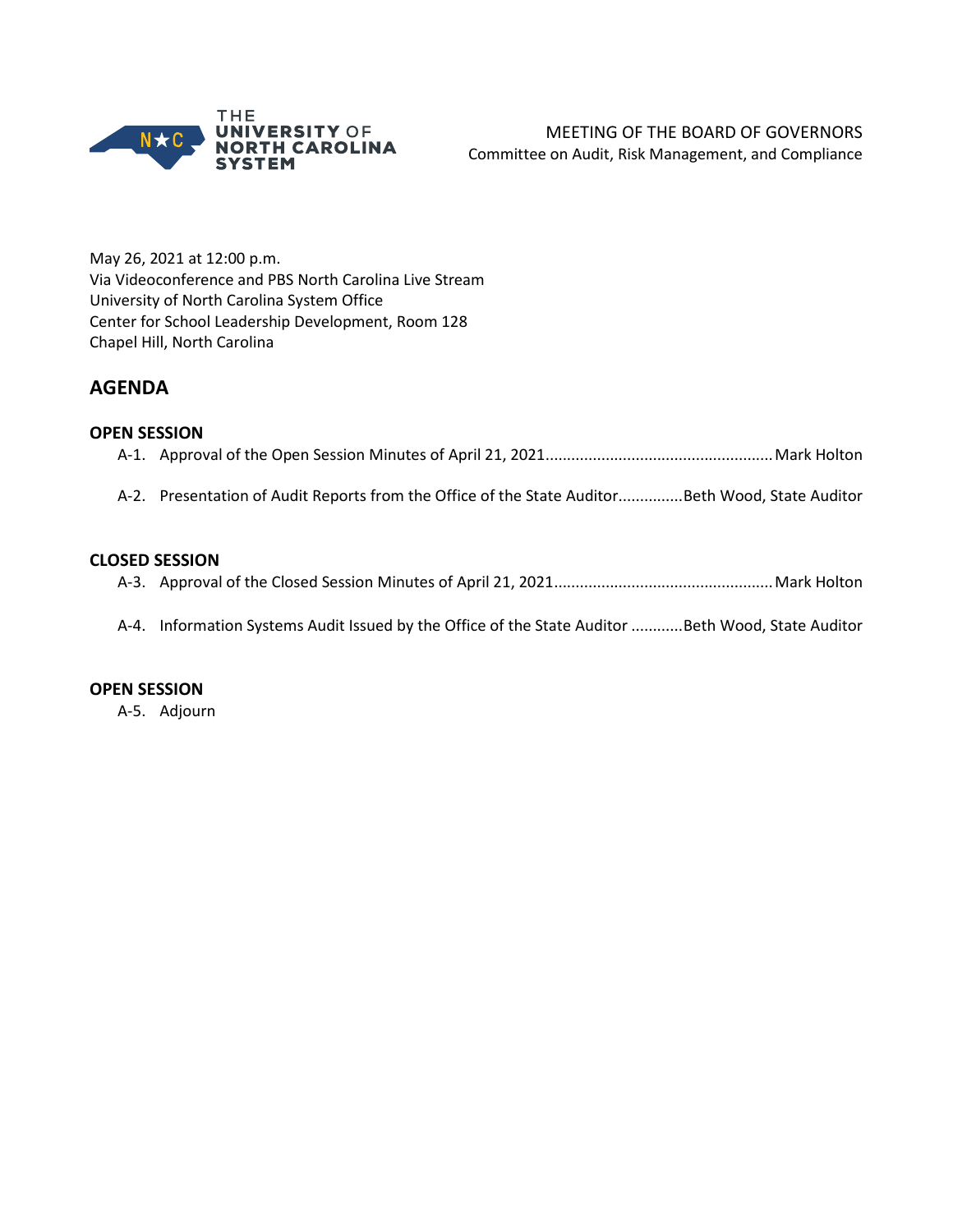THE UNIVERSITY OF NORTH CAROLINA SYSTEM

MEETING OF THE BOARD OF GOVERNORS
Committee on Audit, Risk Management, and Compliance

May 26, 2021 at 12:00 p.m.
Via Videoconference and PBS North Carolina Live Stream
University of North Carolina System Office
Center for School Leadership Development, Room 128
Chapel Hill, North Carolina

## AGENDA

### OPEN SESSION

A-1. Approval of the Open Session Minutes of April 21, 2021 .................................................... Mark Holton

A-2. Presentation of Audit Reports from the Office of the State Auditor .............. Beth Wood, State Auditor

### CLOSED SESSION

A-3. Approval of the Closed Session Minutes of April 21, 2021 .................................................. Mark Holton

A-4. Information Systems Audit Issued by the Office of the State Auditor ............ Beth Wood, State Auditor

### OPEN SESSION

A-5. Adjourn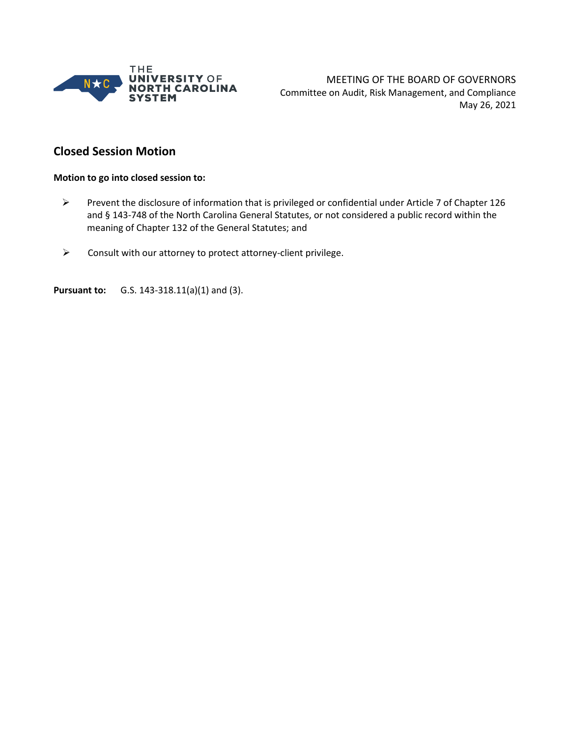MEETING OF THE BOARD OF GOVERNORS
Committee on Audit, Risk Management, and Compliance
May 26, 2021

## Closed Session Motion

**Motion to go into closed session to:**

- Prevent the disclosure of information that is privileged or confidential under Article 7 of Chapter 126 and § 143-748 of the North Carolina General Statutes, or not considered a public record within the meaning of Chapter 132 of the General Statutes; and
- Consult with our attorney to protect attorney-client privilege.

**Pursuant to:** G.S. 143-318.11(a)(1) and (3).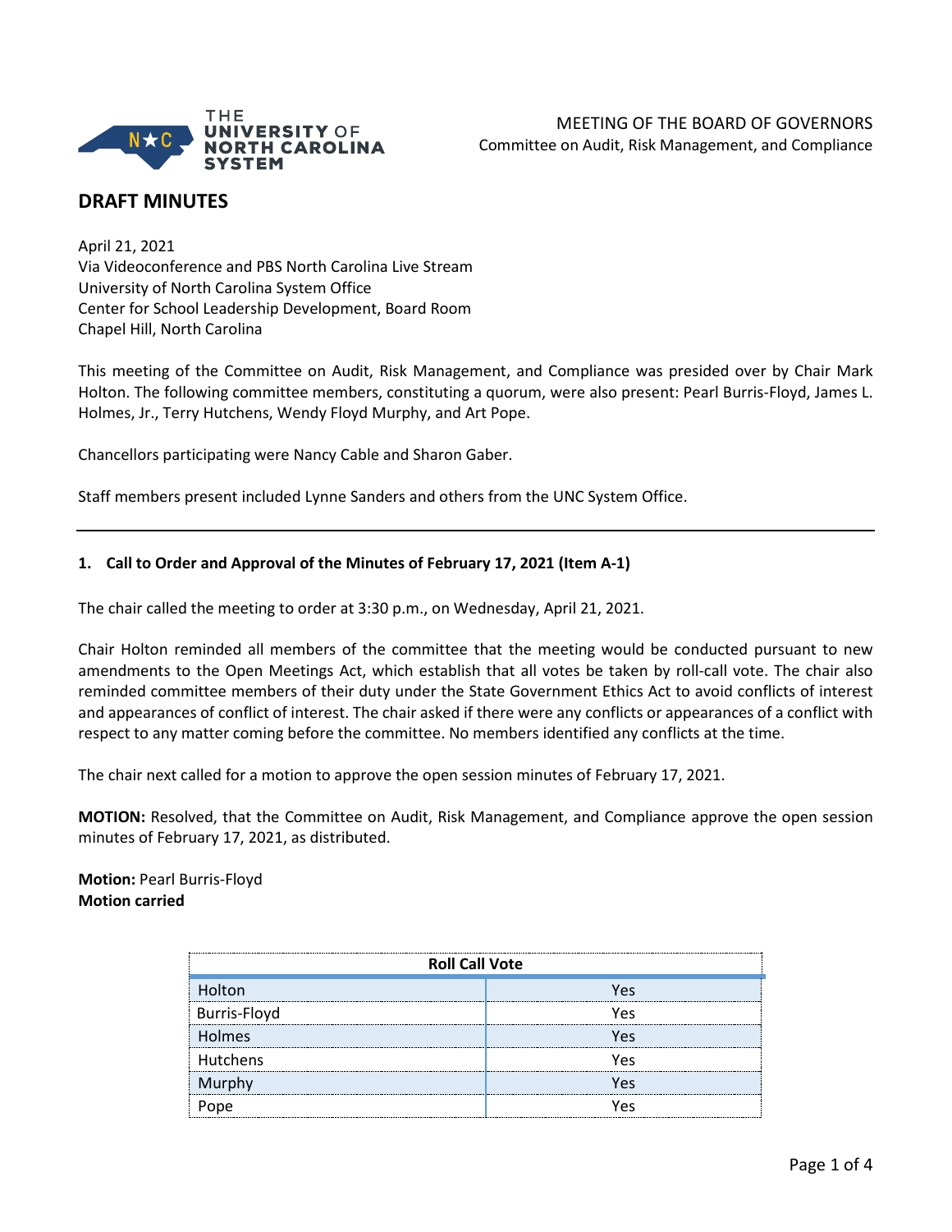MEETING OF THE BOARD OF GOVERNORS
Committee on Audit, Risk Management, and Compliance

## DRAFT MINUTES

April 21, 2021
Via Videoconference and PBS North Carolina Live Stream
University of North Carolina System Office
Center for School Leadership Development, Board Room
Chapel Hill, North Carolina

This meeting of the Committee on Audit, Risk Management, and Compliance was presided over by Chair Mark Holton. The following committee members, constituting a quorum, were also present: Pearl Burris-Floyd, James L. Holmes, Jr., Terry Hutchens, Wendy Floyd Murphy, and Art Pope.

Chancellors participating were Nancy Cable and Sharon Gaber.

Staff members present included Lynne Sanders and others from the UNC System Office.

---

### 1. Call to Order and Approval of the Minutes of February 17, 2021 (Item A-1)

The chair called the meeting to order at 3:30 p.m., on Wednesday, April 21, 2021.

Chair Holton reminded all members of the committee that the meeting would be conducted pursuant to new amendments to the Open Meetings Act, which establish that all votes be taken by roll-call vote. The chair also reminded committee members of their duty under the State Government Ethics Act to avoid conflicts of interest and appearances of conflict of interest. The chair asked if there were any conflicts or appearances of a conflict with respect to any matter coming before the committee. No members identified any conflicts at the time.

The chair next called for a motion to approve the open session minutes of February 17, 2021.

**MOTION:** Resolved, that the Committee on Audit, Risk Management, and Compliance approve the open session minutes of February 17, 2021, as distributed.

**Motion:** Pearl Burris-Floyd
**Motion carried**

| Roll Call Vote | |
|---|---|
| Holton | Yes |
| Burris-Floyd | Yes |
| Holmes | Yes |
| Hutchens | Yes |
| Murphy | Yes |
| Pope | Yes |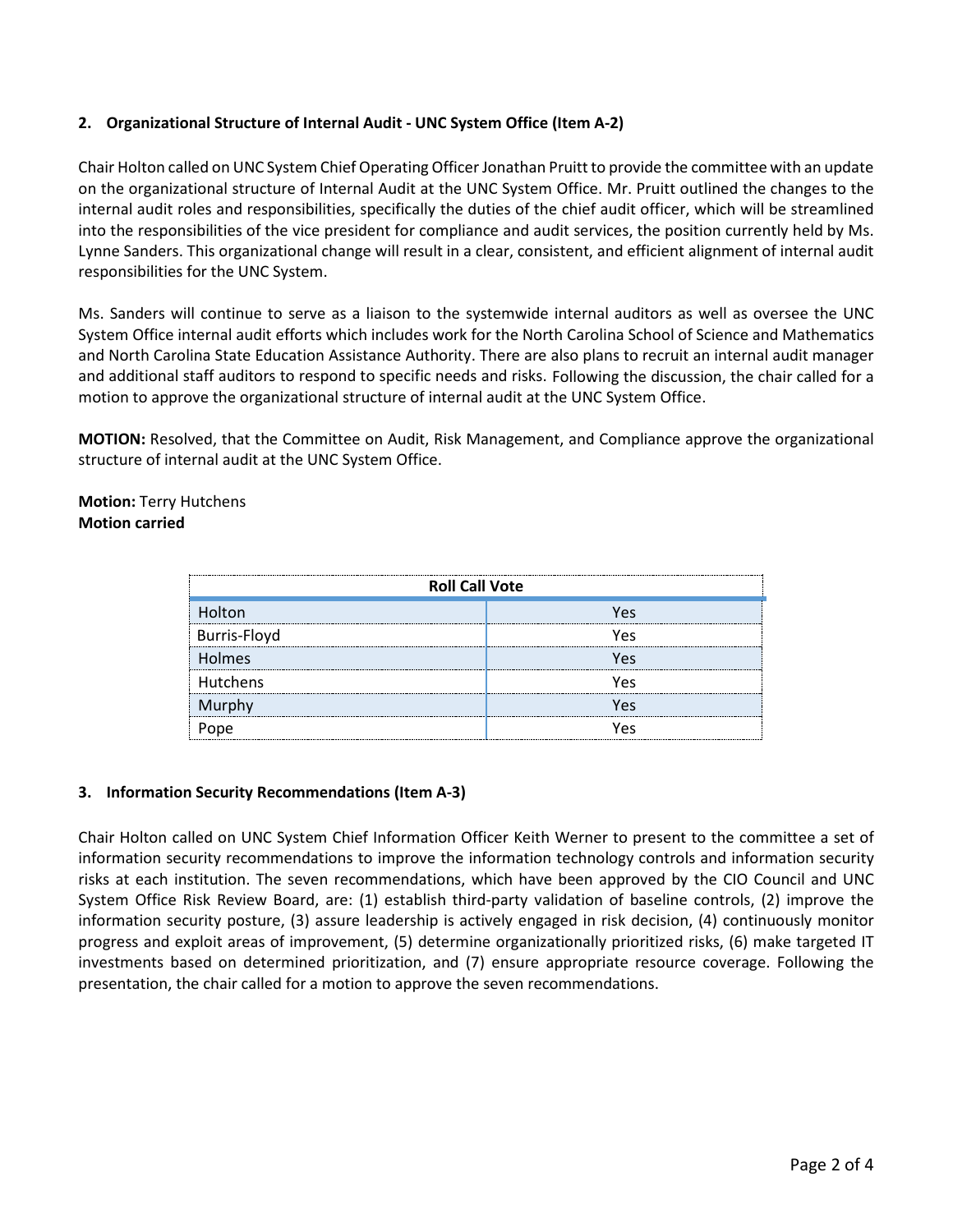### 2. Organizational Structure of Internal Audit - UNC System Office (Item A-2)

Chair Holton called on UNC System Chief Operating Officer Jonathan Pruitt to provide the committee with an update on the organizational structure of Internal Audit at the UNC System Office. Mr. Pruitt outlined the changes to the internal audit roles and responsibilities, specifically the duties of the chief audit officer, which will be streamlined into the responsibilities of the vice president for compliance and audit services, the position currently held by Ms. Lynne Sanders. This organizational change will result in a clear, consistent, and efficient alignment of internal audit responsibilities for the UNC System.

Ms. Sanders will continue to serve as a liaison to the systemwide internal auditors as well as oversee the UNC System Office internal audit efforts which includes work for the North Carolina School of Science and Mathematics and North Carolina State Education Assistance Authority. There are also plans to recruit an internal audit manager and additional staff auditors to respond to specific needs and risks. Following the discussion, the chair called for a motion to approve the organizational structure of internal audit at the UNC System Office.

**MOTION:** Resolved, that the Committee on Audit, Risk Management, and Compliance approve the organizational structure of internal audit at the UNC System Office.

**Motion:** Terry Hutchens
**Motion carried**

| Roll Call Vote | |
|---|---|
| Holton | Yes |
| Burris-Floyd | Yes |
| Holmes | Yes |
| Hutchens | Yes |
| Murphy | Yes |
| Pope | Yes |

### 3. Information Security Recommendations (Item A-3)

Chair Holton called on UNC System Chief Information Officer Keith Werner to present to the committee a set of information security recommendations to improve the information technology controls and information security risks at each institution. The seven recommendations, which have been approved by the CIO Council and UNC System Office Risk Review Board, are: (1) establish third-party validation of baseline controls, (2) improve the information security posture, (3) assure leadership is actively engaged in risk decision, (4) continuously monitor progress and exploit areas of improvement, (5) determine organizationally prioritized risks, (6) make targeted IT investments based on determined prioritization, and (7) ensure appropriate resource coverage. Following the presentation, the chair called for a motion to approve the seven recommendations.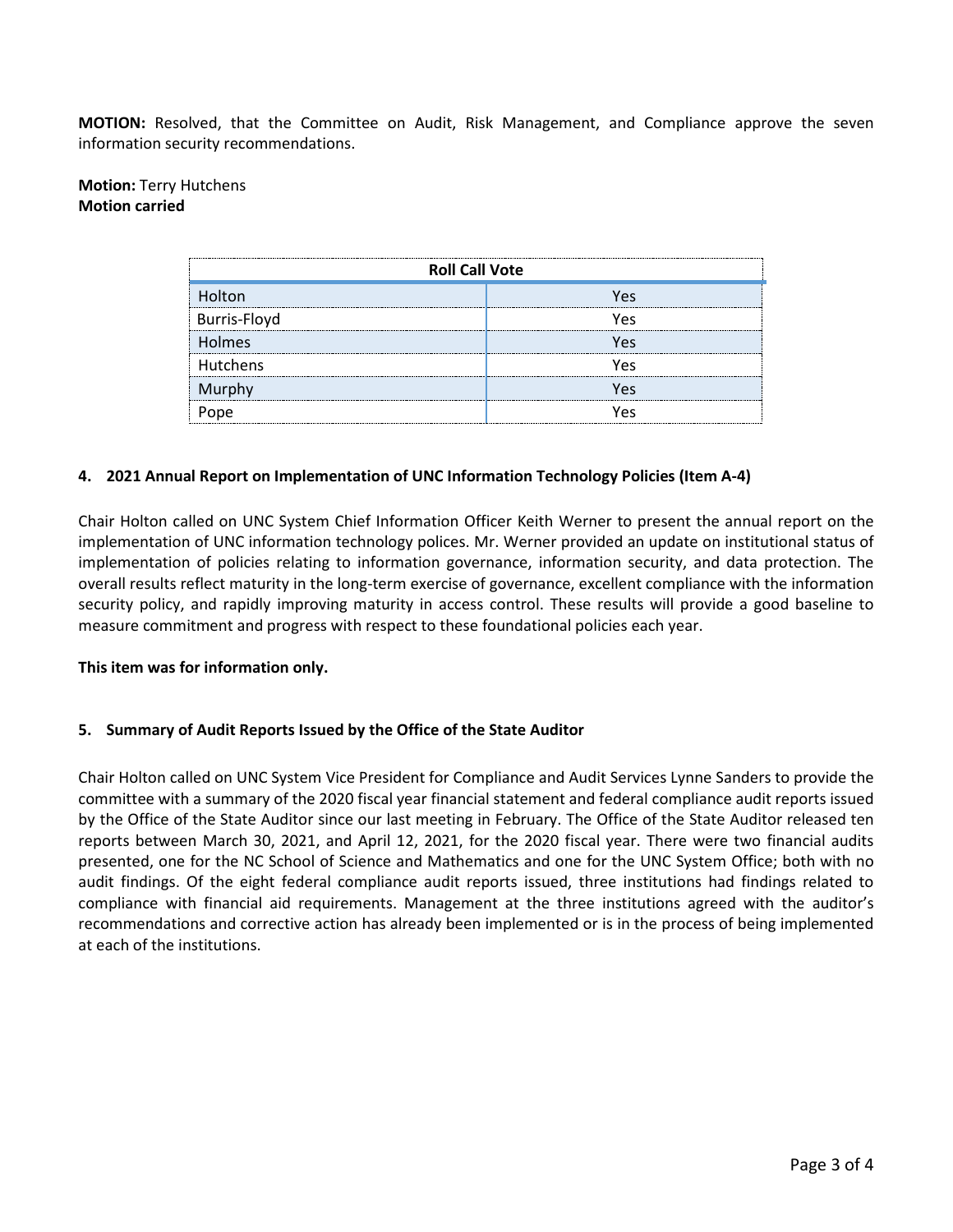**MOTION:** Resolved, that the Committee on Audit, Risk Management, and Compliance approve the seven information security recommendations.

**Motion:** Terry Hutchens
**Motion carried**

| Roll Call Vote | |
|---|---|
| Holton | Yes |
| Burris-Floyd | Yes |
| Holmes | Yes |
| Hutchens | Yes |
| Murphy | Yes |
| Pope | Yes |

**4. 2021 Annual Report on Implementation of UNC Information Technology Policies (Item A-4)**

Chair Holton called on UNC System Chief Information Officer Keith Werner to present the annual report on the implementation of UNC information technology polices. Mr. Werner provided an update on institutional status of implementation of policies relating to information governance, information security, and data protection. The overall results reflect maturity in the long-term exercise of governance, excellent compliance with the information security policy, and rapidly improving maturity in access control. These results will provide a good baseline to measure commitment and progress with respect to these foundational policies each year.

**This item was for information only.**

**5. Summary of Audit Reports Issued by the Office of the State Auditor**

Chair Holton called on UNC System Vice President for Compliance and Audit Services Lynne Sanders to provide the committee with a summary of the 2020 fiscal year financial statement and federal compliance audit reports issued by the Office of the State Auditor since our last meeting in February. The Office of the State Auditor released ten reports between March 30, 2021, and April 12, 2021, for the 2020 fiscal year. There were two financial audits presented, one for the NC School of Science and Mathematics and one for the UNC System Office; both with no audit findings. Of the eight federal compliance audit reports issued, three institutions had findings related to compliance with financial aid requirements. Management at the three institutions agreed with the auditor's recommendations and corrective action has already been implemented or is in the process of being implemented at each of the institutions.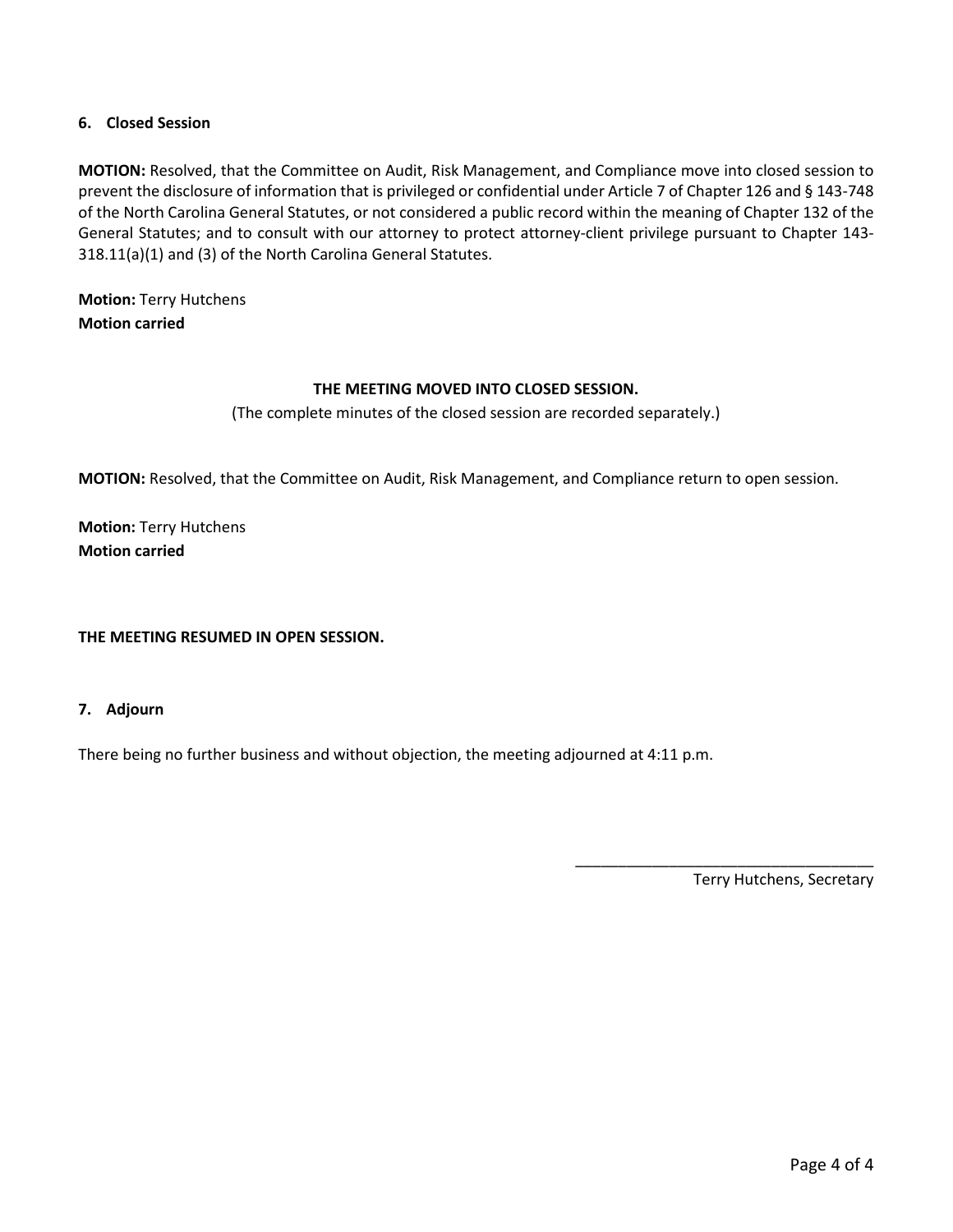## 6. Closed Session

**MOTION:** Resolved, that the Committee on Audit, Risk Management, and Compliance move into closed session to prevent the disclosure of information that is privileged or confidential under Article 7 of Chapter 126 and § 143-748 of the North Carolina General Statutes, or not considered a public record within the meaning of Chapter 132 of the General Statutes; and to consult with our attorney to protect attorney-client privilege pursuant to Chapter 143-318.11(a)(1) and (3) of the North Carolina General Statutes.

**Motion:** Terry Hutchens
**Motion carried**

**THE MEETING MOVED INTO CLOSED SESSION.**

(The complete minutes of the closed session are recorded separately.)

**MOTION:** Resolved, that the Committee on Audit, Risk Management, and Compliance return to open session.

**Motion:** Terry Hutchens
**Motion carried**

**THE MEETING RESUMED IN OPEN SESSION.**

## 7. Adjourn

There being no further business and without objection, the meeting adjourned at 4:11 p.m.

\_\_\_\_\_\_\_\_\_\_\_\_\_\_\_\_\_\_\_\_\_\_\_\_\_\_\_\_\_\_\_\_\_\_\_

Terry Hutchens, Secretary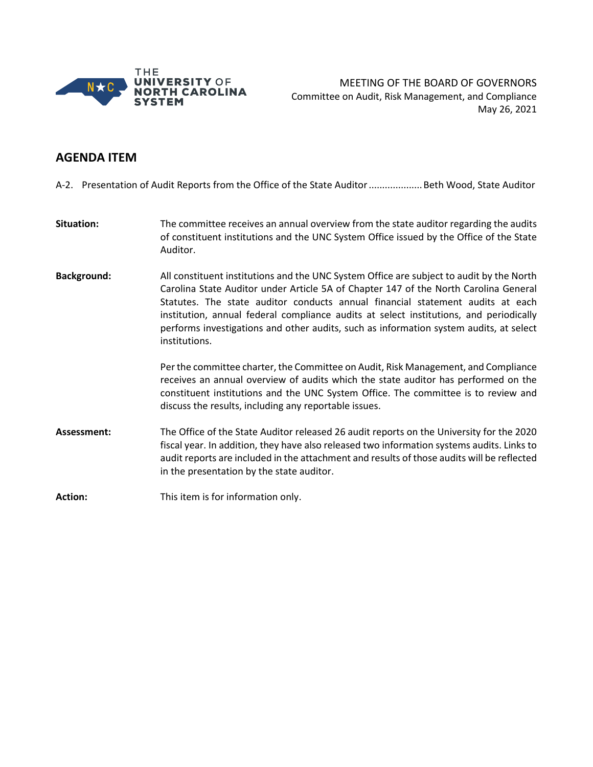THE UNIVERSITY OF NORTH CAROLINA SYSTEM

MEETING OF THE BOARD OF GOVERNORS
Committee on Audit, Risk Management, and Compliance
May 26, 2021

## AGENDA ITEM

A-2. Presentation of Audit Reports from the Office of the State Auditor .................... Beth Wood, State Auditor

**Situation:** The committee receives an annual overview from the state auditor regarding the audits of constituent institutions and the UNC System Office issued by the Office of the State Auditor.

**Background:** All constituent institutions and the UNC System Office are subject to audit by the North Carolina State Auditor under Article 5A of Chapter 147 of the North Carolina General Statutes. The state auditor conducts annual financial statement audits at each institution, annual federal compliance audits at select institutions, and periodically performs investigations and other audits, such as information system audits, at select institutions.

Per the committee charter, the Committee on Audit, Risk Management, and Compliance receives an annual overview of audits which the state auditor has performed on the constituent institutions and the UNC System Office. The committee is to review and discuss the results, including any reportable issues.

**Assessment:** The Office of the State Auditor released 26 audit reports on the University for the 2020 fiscal year. In addition, they have also released two information systems audits. Links to audit reports are included in the attachment and results of those audits will be reflected in the presentation by the state auditor.

**Action:** This item is for information only.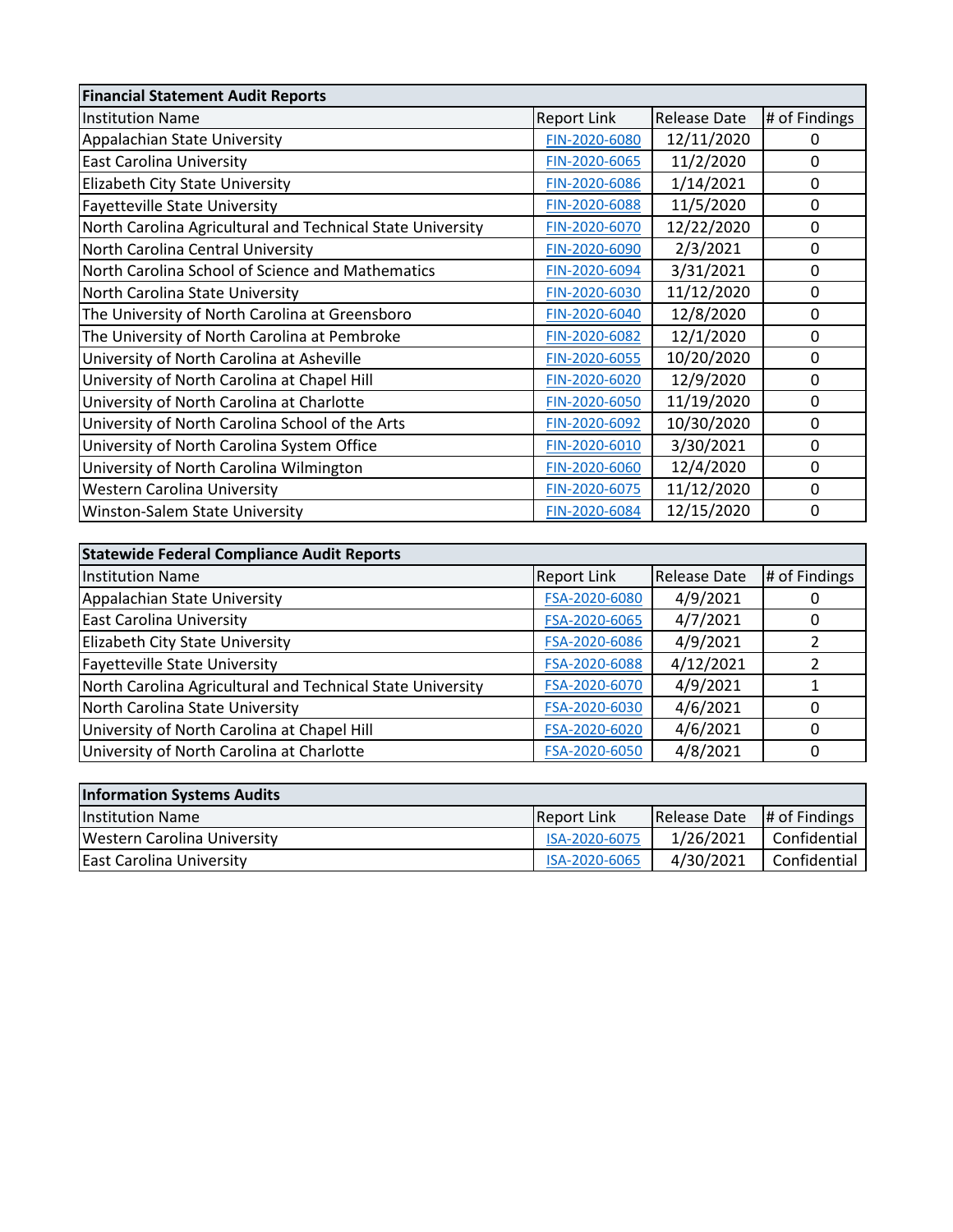| Financial Statement Audit Reports | | | |
|---|---|---|---|
| Institution Name | Report Link | Release Date | # of Findings |
| Appalachian State University | FIN-2020-6080 | 12/11/2020 | 0 |
| East Carolina University | FIN-2020-6065 | 11/2/2020 | 0 |
| Elizabeth City State University | FIN-2020-6086 | 1/14/2021 | 0 |
| Fayetteville State University | FIN-2020-6088 | 11/5/2020 | 0 |
| North Carolina Agricultural and Technical State University | FIN-2020-6070 | 12/22/2020 | 0 |
| North Carolina Central University | FIN-2020-6090 | 2/3/2021 | 0 |
| North Carolina School of Science and Mathematics | FIN-2020-6094 | 3/31/2021 | 0 |
| North Carolina State University | FIN-2020-6030 | 11/12/2020 | 0 |
| The University of North Carolina at Greensboro | FIN-2020-6040 | 12/8/2020 | 0 |
| The University of North Carolina at Pembroke | FIN-2020-6082 | 12/1/2020 | 0 |
| University of North Carolina at Asheville | FIN-2020-6055 | 10/20/2020 | 0 |
| University of North Carolina at Chapel Hill | FIN-2020-6020 | 12/9/2020 | 0 |
| University of North Carolina at Charlotte | FIN-2020-6050 | 11/19/2020 | 0 |
| University of North Carolina School of the Arts | FIN-2020-6092 | 10/30/2020 | 0 |
| University of North Carolina System Office | FIN-2020-6010 | 3/30/2021 | 0 |
| University of North Carolina Wilmington | FIN-2020-6060 | 12/4/2020 | 0 |
| Western Carolina University | FIN-2020-6075 | 11/12/2020 | 0 |
| Winston-Salem State University | FIN-2020-6084 | 12/15/2020 | 0 |

| Statewide Federal Compliance Audit Reports | | | |
|---|---|---|---|
| Institution Name | Report Link | Release Date | # of Findings |
| Appalachian State University | FSA-2020-6080 | 4/9/2021 | 0 |
| East Carolina University | FSA-2020-6065 | 4/7/2021 | 0 |
| Elizabeth City State University | FSA-2020-6086 | 4/9/2021 | 2 |
| Fayetteville State University | FSA-2020-6088 | 4/12/2021 | 2 |
| North Carolina Agricultural and Technical State University | FSA-2020-6070 | 4/9/2021 | 1 |
| North Carolina State University | FSA-2020-6030 | 4/6/2021 | 0 |
| University of North Carolina at Chapel Hill | FSA-2020-6020 | 4/6/2021 | 0 |
| University of North Carolina at Charlotte | FSA-2020-6050 | 4/8/2021 | 0 |

| Information Systems Audits | | | |
|---|---|---|---|
| Institution Name | Report Link | Release Date | # of Findings |
| Western Carolina University | ISA-2020-6075 | 1/26/2021 | Confidential |
| East Carolina University | ISA-2020-6065 | 4/30/2021 | Confidential |